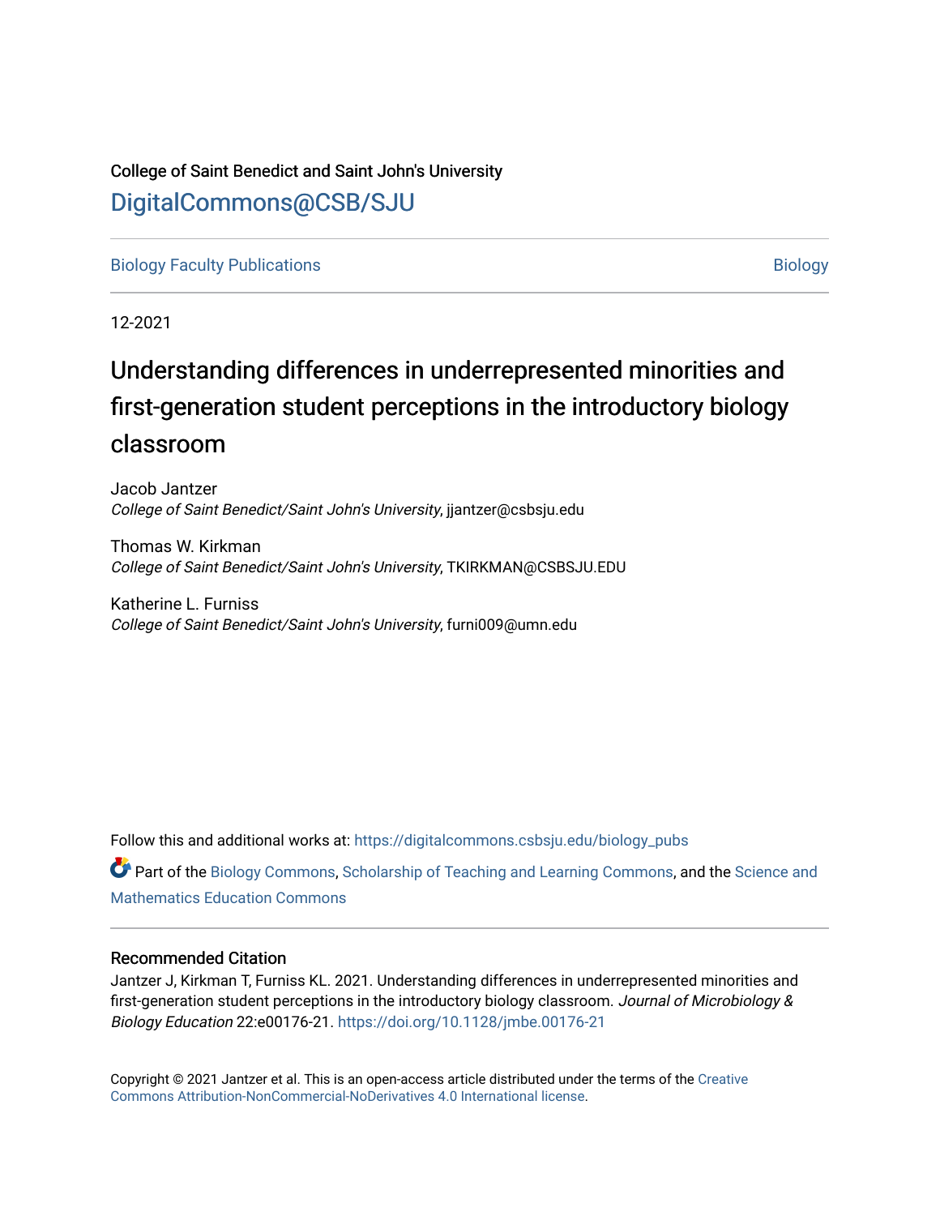College of Saint Benedict and Saint John's University

DigitalCommons@CSB/SJU

Biology Faculty Publications | Biology

12-2021

# Understanding differences in underrepresented minorities and first-generation student perceptions in the introductory biology classroom

Jacob Jantzer
*College of Saint Benedict/Saint John's University*, jjantzer@csbsju.edu

Thomas W. Kirkman
*College of Saint Benedict/Saint John's University*, TKIRKMAN@CSBSJU.EDU

Katherine L. Furniss
*College of Saint Benedict/Saint John's University*, furni009@umn.edu

Follow this and additional works at: https://digitalcommons.csbsju.edu/biology_pubs

Part of the Biology Commons, Scholarship of Teaching and Learning Commons, and the Science and Mathematics Education Commons

## Recommended Citation

Jantzer J, Kirkman T, Furniss KL. 2021. Understanding differences in underrepresented minorities and first-generation student perceptions in the introductory biology classroom. *Journal of Microbiology & Biology Education* 22:e00176-21. https://doi.org/10.1128/jmbe.00176-21

Copyright © 2021 Jantzer et al. This is an open-access article distributed under the terms of the Creative Commons Attribution-NonCommercial-NoDerivatives 4.0 International license.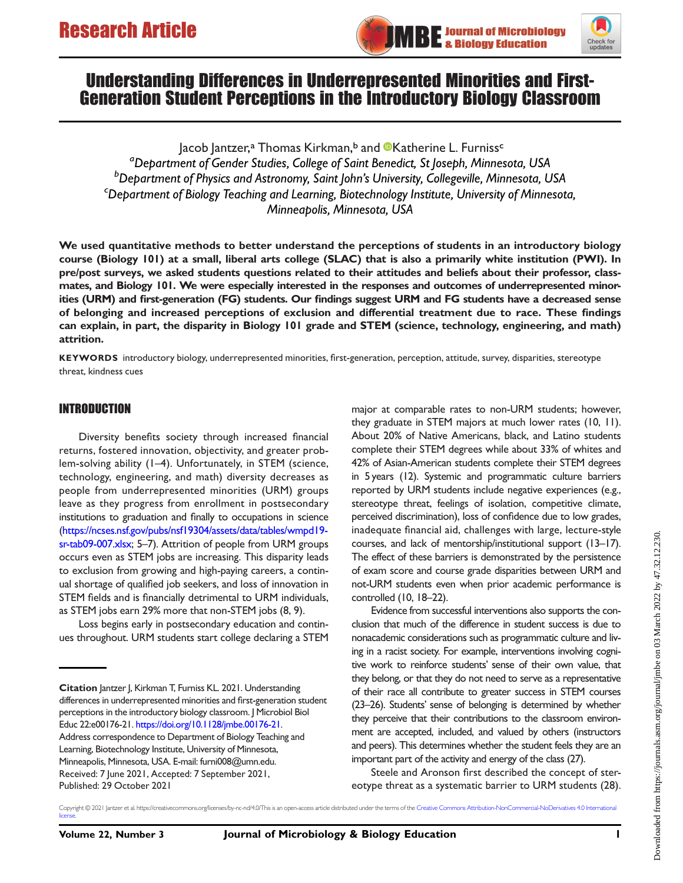# Understanding Differences in Underrepresented Minorities and First-Generation Student Perceptions in the Introductory Biology Classroom

Jacob Jantzer,[a] Thomas Kirkman,[b] and Katherine L. Furniss[c]

[a]*Department of Gender Studies, College of Saint Benedict, St Joseph, Minnesota, USA*
[b]*Department of Physics and Astronomy, Saint John's University, Collegeville, Minnesota, USA*
[c]*Department of Biology Teaching and Learning, Biotechnology Institute, University of Minnesota, Minneapolis, Minnesota, USA*

**We used quantitative methods to better understand the perceptions of students in an introductory biology course (Biology 101) at a small, liberal arts college (SLAC) that is also a primarily white institution (PWI). In pre/post surveys, we asked students questions related to their attitudes and beliefs about their professor, classmates, and Biology 101. We were especially interested in the responses and outcomes of underrepresented minorities (URM) and first-generation (FG) students. Our findings suggest URM and FG students have a decreased sense of belonging and increased perceptions of exclusion and differential treatment due to race. These findings can explain, in part, the disparity in Biology 101 grade and STEM (science, technology, engineering, and math) attrition.**

**KEYWORDS** introductory biology, underrepresented minorities, first-generation, perception, attitude, survey, disparities, stereotype threat, kindness cues

## INTRODUCTION

Diversity benefits society through increased financial returns, fostered innovation, objectivity, and greater problem-solving ability (1–4). Unfortunately, in STEM (science, technology, engineering, and math) diversity decreases as people from underrepresented minorities (URM) groups leave as they progress from enrollment in postsecondary institutions to graduation and finally to occupations in science (https://ncses.nsf.gov/pubs/nsf19304/assets/data/tables/wmpd19-sr-tab09-007.xlsx; 5–7). Attrition of people from URM groups occurs even as STEM jobs are increasing. This disparity leads to exclusion from growing and high-paying careers, a continual shortage of qualified job seekers, and loss of innovation in STEM fields and is financially detrimental to URM individuals, as STEM jobs earn 29% more that non-STEM jobs (8, 9).

Loss begins early in postsecondary education and continues throughout. URM students start college declaring a STEM major at comparable rates to non-URM students; however, they graduate in STEM majors at much lower rates (10, 11). About 20% of Native Americans, black, and Latino students complete their STEM degrees while about 33% of whites and 42% of Asian-American students complete their STEM degrees in 5 years (12). Systemic and programmatic culture barriers reported by URM students include negative experiences (e.g., stereotype threat, feelings of isolation, competitive climate, perceived discrimination), loss of confidence due to low grades, inadequate financial aid, challenges with large, lecture-style courses, and lack of mentorship/institutional support (13–17). The effect of these barriers is demonstrated by the persistence of exam score and course grade disparities between URM and not-URM students even when prior academic performance is controlled (10, 18–22).

Evidence from successful interventions also supports the conclusion that much of the difference in student success is due to nonacademic considerations such as programmatic culture and living in a racist society. For example, interventions involving cognitive work to reinforce students' sense of their own value, that they belong, or that they do not need to serve as a representative of their race all contribute to greater success in STEM courses (23–26). Students' sense of belonging is determined by whether they perceive that their contributions to the classroom environment are accepted, included, and valued by others (instructors and peers). This determines whether the student feels they are an important part of the activity and energy of the class (27).

Steele and Aronson first described the concept of stereotype threat as a systematic barrier to URM students (28).

**Citation** Jantzer J, Kirkman T, Furniss KL. 2021. Understanding differences in underrepresented minorities and first-generation student perceptions in the introductory biology classroom. J Microbiol Biol Educ 22:e00176-21. https://doi.org/10.1128/jmbe.00176-21.
Address correspondence to Department of Biology Teaching and Learning, Biotechnology Institute, University of Minnesota, Minneapolis, Minnesota, USA. E-mail: furni008@umn.edu.
Received: 7 June 2021, Accepted: 7 September 2021, Published: 29 October 2021

Copyright © 2021 Jantzer et al. https://creativecommons.org/licenses/by-nc-nd/4.0/This is an open-access article distributed under the terms of the Creative Commons Attribution-NonCommercial-NoDerivatives 4.0 International license.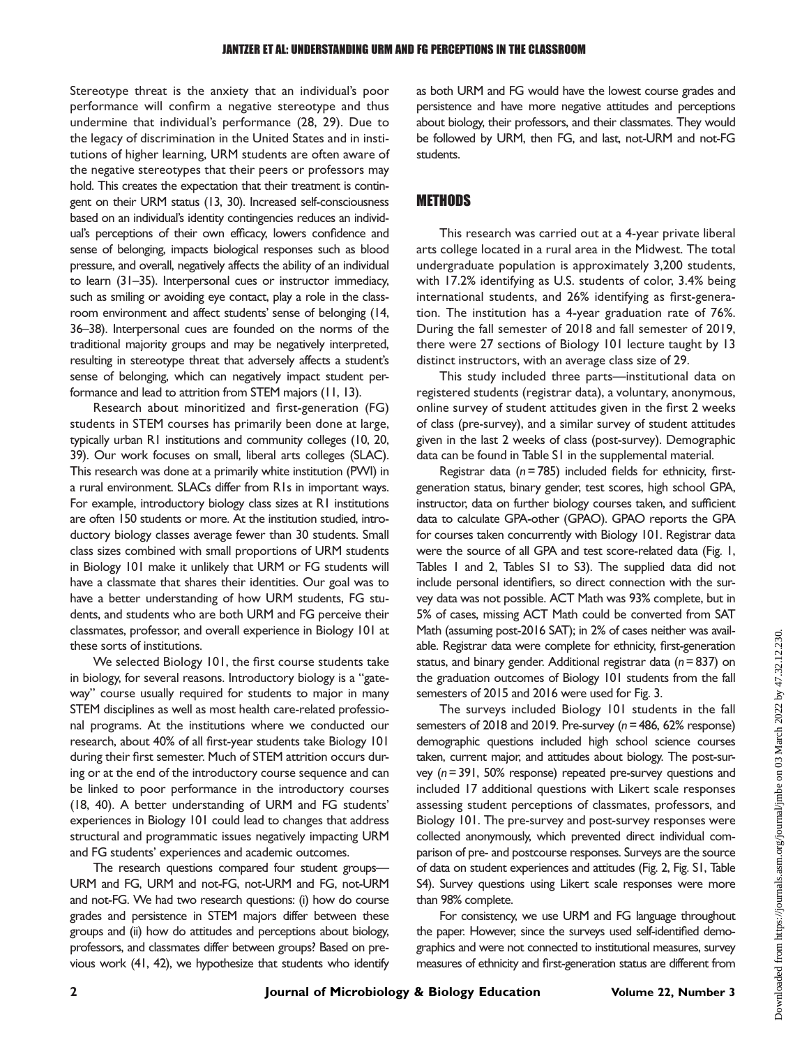Stereotype threat is the anxiety that an individual's poor performance will confirm a negative stereotype and thus undermine that individual's performance (28, 29). Due to the legacy of discrimination in the United States and in institutions of higher learning, URM students are often aware of the negative stereotypes that their peers or professors may hold. This creates the expectation that their treatment is contingent on their URM status (13, 30). Increased self-consciousness based on an individual's identity contingencies reduces an individual's perceptions of their own efficacy, lowers confidence and sense of belonging, impacts biological responses such as blood pressure, and overall, negatively affects the ability of an individual to learn (31–35). Interpersonal cues or instructor immediacy, such as smiling or avoiding eye contact, play a role in the classroom environment and affect students' sense of belonging (14, 36–38). Interpersonal cues are founded on the norms of the traditional majority groups and may be negatively interpreted, resulting in stereotype threat that adversely affects a student's sense of belonging, which can negatively impact student performance and lead to attrition from STEM majors (11, 13).

Research about minoritized and first-generation (FG) students in STEM courses has primarily been done at large, typically urban R1 institutions and community colleges (10, 20, 39). Our work focuses on small, liberal arts colleges (SLAC). This research was done at a primarily white institution (PWI) in a rural environment. SLACs differ from R1s in important ways. For example, introductory biology class sizes at R1 institutions are often 150 students or more. At the institution studied, introductory biology classes average fewer than 30 students. Small class sizes combined with small proportions of URM students in Biology 101 make it unlikely that URM or FG students will have a classmate that shares their identities. Our goal was to have a better understanding of how URM students, FG students, and students who are both URM and FG perceive their classmates, professor, and overall experience in Biology 101 at these sorts of institutions.

We selected Biology 101, the first course students take in biology, for several reasons. Introductory biology is a "gateway" course usually required for students to major in many STEM disciplines as well as most health care-related professional programs. At the institutions where we conducted our research, about 40% of all first-year students take Biology 101 during their first semester. Much of STEM attrition occurs during or at the end of the introductory course sequence and can be linked to poor performance in the introductory courses (18, 40). A better understanding of URM and FG students' experiences in Biology 101 could lead to changes that address structural and programmatic issues negatively impacting URM and FG students' experiences and academic outcomes.

The research questions compared four student groups—URM and FG, URM and not-FG, not-URM and FG, not-URM and not-FG. We had two research questions: (i) how do course grades and persistence in STEM majors differ between these groups and (ii) how do attitudes and perceptions about biology, professors, and classmates differ between groups? Based on previous work (41, 42), we hypothesize that students who identify as both URM and FG would have the lowest course grades and persistence and have more negative attitudes and perceptions about biology, their professors, and their classmates. They would be followed by URM, then FG, and last, not-URM and not-FG students.

## METHODS

This research was carried out at a 4-year private liberal arts college located in a rural area in the Midwest. The total undergraduate population is approximately 3,200 students, with 17.2% identifying as U.S. students of color, 3.4% being international students, and 26% identifying as first-generation. The institution has a 4-year graduation rate of 76%. During the fall semester of 2018 and fall semester of 2019, there were 27 sections of Biology 101 lecture taught by 13 distinct instructors, with an average class size of 29.

This study included three parts—institutional data on registered students (registrar data), a voluntary, anonymous, online survey of student attitudes given in the first 2 weeks of class (pre-survey), and a similar survey of student attitudes given in the last 2 weeks of class (post-survey). Demographic data can be found in Table S1 in the supplemental material.

Registrar data ($n = 785$) included fields for ethnicity, first-generation status, binary gender, test scores, high school GPA, instructor, data on further biology courses taken, and sufficient data to calculate GPA-other (GPAO). GPAO reports the GPA for courses taken concurrently with Biology 101. Registrar data were the source of all GPA and test score-related data (Fig. 1, Tables 1 and 2, Tables S1 to S3). The supplied data did not include personal identifiers, so direct connection with the survey data was not possible. ACT Math was 93% complete, but in 5% of cases, missing ACT Math could be converted from SAT Math (assuming post-2016 SAT); in 2% of cases neither was available. Registrar data were complete for ethnicity, first-generation status, and binary gender. Additional registrar data ($n = 837$) on the graduation outcomes of Biology 101 students from the fall semesters of 2015 and 2016 were used for Fig. 3.

The surveys included Biology 101 students in the fall semesters of 2018 and 2019. Pre-survey ($n = 486$, 62% response) demographic questions included high school science courses taken, current major, and attitudes about biology. The post-survey ($n = 391$, 50% response) repeated pre-survey questions and included 17 additional questions with Likert scale responses assessing student perceptions of classmates, professors, and Biology 101. The pre-survey and post-survey responses were collected anonymously, which prevented direct individual comparison of pre- and postcourse responses. Surveys are the source of data on student experiences and attitudes (Fig. 2, Fig. S1, Table S4). Survey questions using Likert scale responses were more than 98% complete.

For consistency, we use URM and FG language throughout the paper. However, since the surveys used self-identified demographics and were not connected to institutional measures, survey measures of ethnicity and first-generation status are different from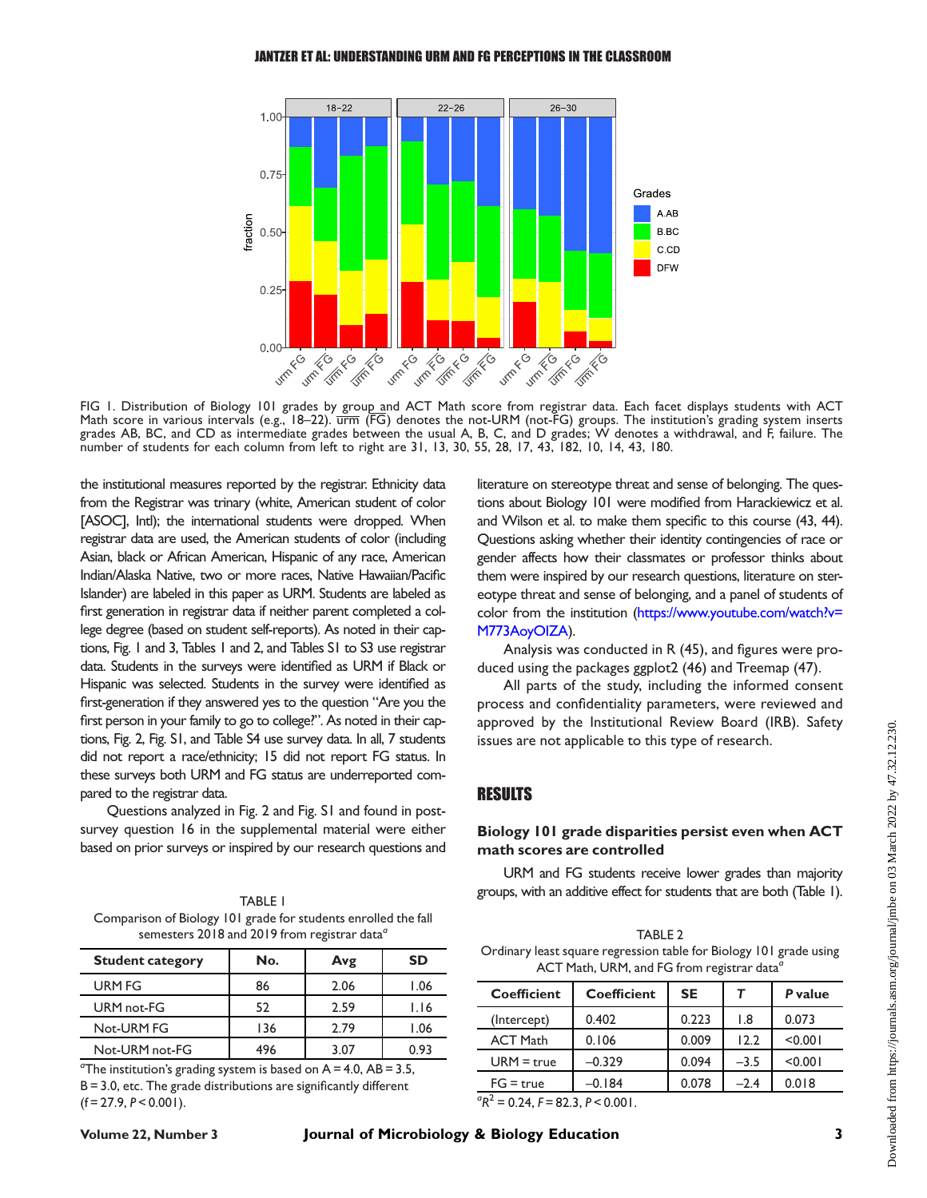FIG 1. Distribution of Biology 101 grades by group and ACT Math score from registrar data. Each facet displays students with ACT Math score in various intervals (e.g., 18–22). $\overline{\text{urm}}$ ($\overline{\text{FG}}$) denotes the not-URM (not-FG) groups. The institution's grading system inserts grades AB, BC, and CD as intermediate grades between the usual A, B, C, and D grades; W denotes a withdrawal, and F, failure. The number of students for each column from left to right are 31, 13, 30, 55, 28, 17, 43, 182, 10, 14, 43, 180.

the institutional measures reported by the registrar. Ethnicity data from the Registrar was trinary (white, American student of color [ASOC], Intl); the international students were dropped. When registrar data are used, the American students of color (including Asian, black or African American, Hispanic of any race, American Indian/Alaska Native, two or more races, Native Hawaiian/Pacific Islander) are labeled in this paper as URM. Students are labeled as first generation in registrar data if neither parent completed a college degree (based on student self-reports). As noted in their captions, Fig. 1 and 3, Tables 1 and 2, and Tables S1 to S3 use registrar data. Students in the surveys were identified as URM if Black or Hispanic was selected. Students in the survey were identified as first-generation if they answered yes to the question "Are you the first person in your family to go to college?". As noted in their captions, Fig. 2, Fig. S1, and Table S4 use survey data. In all, 7 students did not report a race/ethnicity; 15 did not report FG status. In these surveys both URM and FG status are underreported compared to the registrar data.

Questions analyzed in Fig. 2 and Fig. S1 and found in post-survey question 16 in the supplemental material were either based on prior surveys or inspired by our research questions and literature on stereotype threat and sense of belonging. The questions about Biology 101 were modified from Harackiewicz et al. and Wilson et al. to make them specific to this course (43, 44). Questions asking whether their identity contingencies of race or gender affects how their classmates or professor thinks about them were inspired by our research questions, literature on stereotype threat and sense of belonging, and a panel of students of color from the institution (https://www.youtube.com/watch?v=M773AoyOIZA).

Analysis was conducted in R (45), and figures were produced using the packages ggplot2 (46) and Treemap (47).

All parts of the study, including the informed consent process and confidentiality parameters, were reviewed and approved by the Institutional Review Board (IRB). Safety issues are not applicable to this type of research.

TABLE 1
Comparison of Biology 101 grade for students enrolled the fall semesters 2018 and 2019 from registrar data[a]

| Student category | No. | Avg | SD |
|---|---|---|---|
| URM FG | 86 | 2.06 | 1.06 |
| URM not-FG | 52 | 2.59 | 1.16 |
| Not-URM FG | 136 | 2.79 | 1.06 |
| Not-URM not-FG | 496 | 3.07 | 0.93 |

[a]The institution's grading system is based on A = 4.0, AB = 3.5, B = 3.0, etc. The grade distributions are significantly different ($f = 27.9$, $P < 0.001$).

## RESULTS

### Biology 101 grade disparities persist even when ACT math scores are controlled

URM and FG students receive lower grades than majority groups, with an additive effect for students that are both (Table 1).

TABLE 2
Ordinary least square regression table for Biology 101 grade using ACT Math, URM, and FG from registrar data[a]

| Coefficient | Coefficient | SE | *T* | *P* value |
|---|---|---|---|---|
| (Intercept) | 0.402 | 0.223 | 1.8 | 0.073 |
| ACT Math | 0.106 | 0.009 | 12.2 | <0.001 |
| URM = true | −0.329 | 0.094 | −3.5 | <0.001 |
| FG = true | −0.184 | 0.078 | −2.4 | 0.018 |

[a]$R^2 = 0.24$, $F = 82.3$, $P < 0.001$.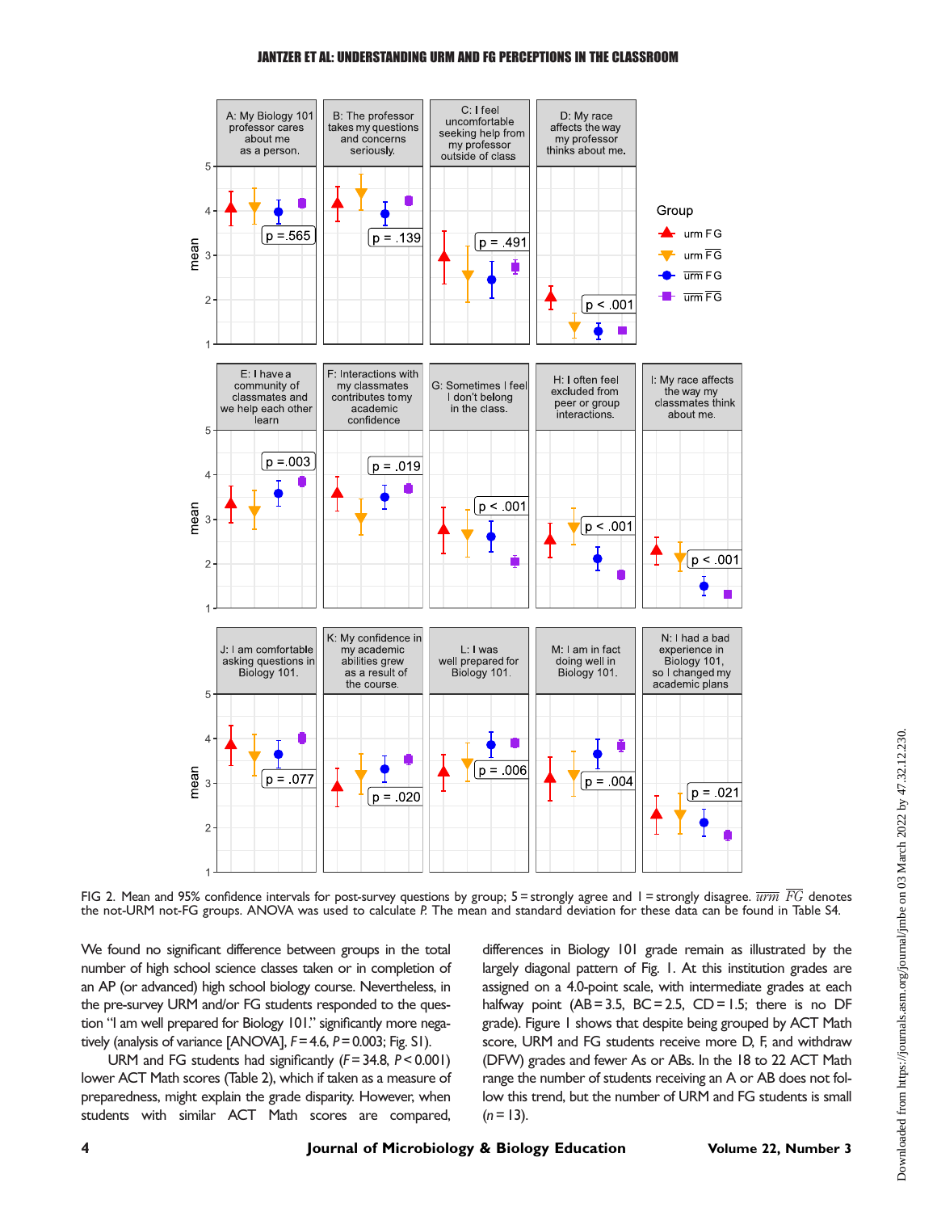FIG 2. Mean and 95% confidence intervals for post-survey questions by group; 5 = strongly agree and 1 = strongly disagree. $\overline{urm}$ $\overline{FG}$ denotes the not-URM not-FG groups. ANOVA was used to calculate *P*. The mean and standard deviation for these data can be found in Table S4.

We found no significant difference between groups in the total number of high school science classes taken or in completion of an AP (or advanced) high school biology course. Nevertheless, in the pre-survey URM and/or FG students responded to the question "I am well prepared for Biology 101." significantly more negatively (analysis of variance [ANOVA], $F = 4.6$, $P = 0.003$; Fig. S1).

URM and FG students had significantly ($F = 34.8$, $P < 0.001$) lower ACT Math scores (Table 2), which if taken as a measure of preparedness, might explain the grade disparity. However, when students with similar ACT Math scores are compared, differences in Biology 101 grade remain as illustrated by the largely diagonal pattern of Fig. 1. At this institution grades are assigned on a 4.0-point scale, with intermediate grades at each halfway point (AB = 3.5, BC = 2.5, CD = 1.5; there is no DF grade). Figure 1 shows that despite being grouped by ACT Math score, URM and FG students receive more D, F, and withdraw (DFW) grades and fewer As or ABs. In the 18 to 22 ACT Math range the number of students receiving an A or AB does not follow this trend, but the number of URM and FG students is small ($n = 13$).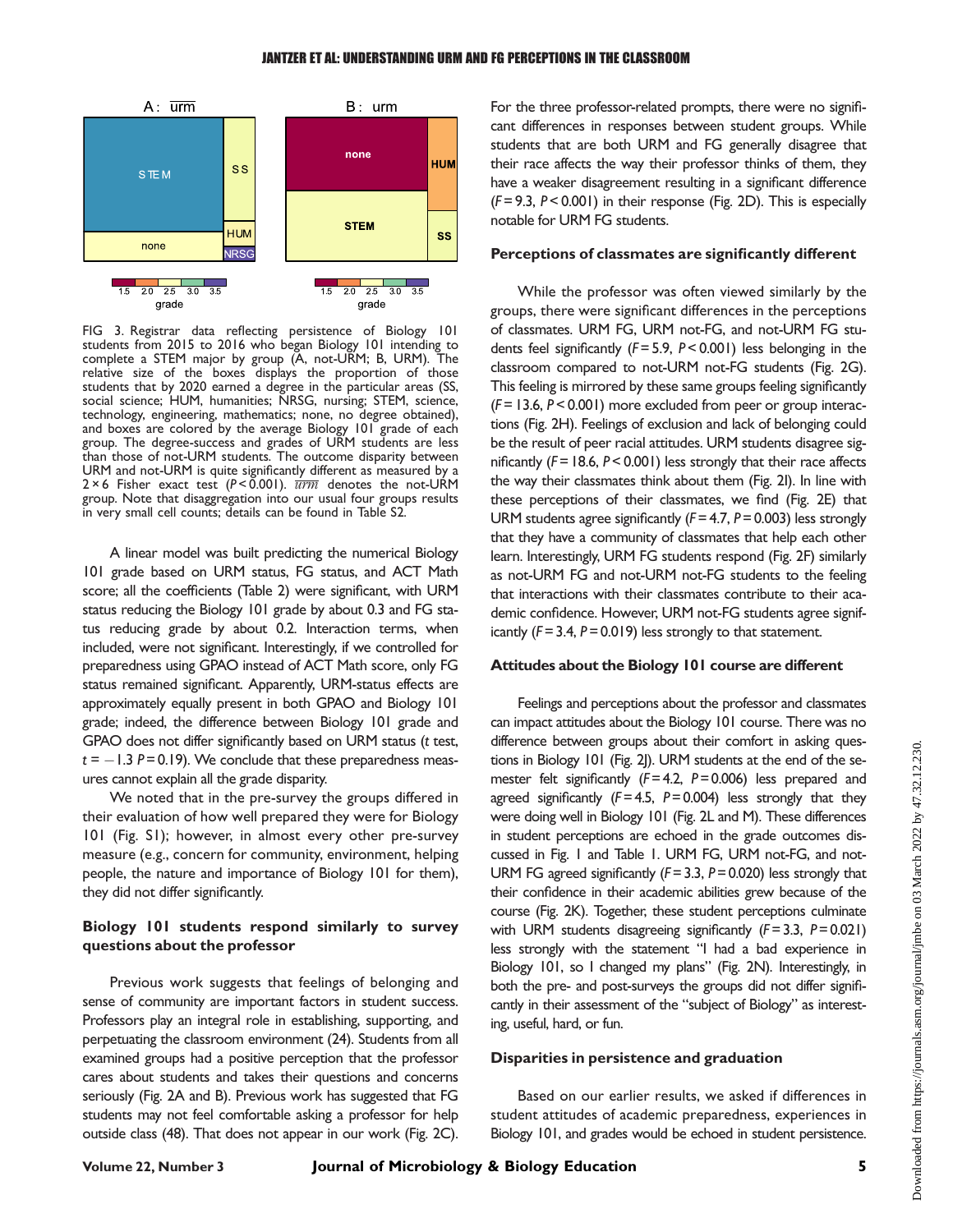FIG 3. Registrar data reflecting persistence of Biology 101 students from 2015 to 2016 who began Biology 101 intending to complete a STEM major by group (A, not-URM; B, URM). The relative size of the boxes displays the proportion of those students that by 2020 earned a degree in the particular areas (SS, social science; HUM, humanities; NRSG, nursing; STEM, science, technology, engineering, mathematics; none, no degree obtained), and boxes are colored by the average Biology 101 grade of each group. The degree-success and grades of URM students are less than those of not-URM students. The outcome disparity between URM and not-URM is quite significantly different as measured by a 2 × 6 Fisher exact test ($P < 0.001$). $\overline{urm}$ denotes the not-URM group. Note that disaggregation into our usual four groups results in very small cell counts; details can be found in Table S2.

A linear model was built predicting the numerical Biology 101 grade based on URM status, FG status, and ACT Math score; all the coefficients (Table 2) were significant, with URM status reducing the Biology 101 grade by about 0.3 and FG status reducing grade by about 0.2. Interaction terms, when included, were not significant. Interestingly, if we controlled for preparedness using GPAO instead of ACT Math score, only FG status remained significant. Apparently, URM-status effects are approximately equally present in both GPAO and Biology 101 grade; indeed, the difference between Biology 101 grade and GPAO does not differ significantly based on URM status ($t$ test, $t = -1.3$ $P = 0.19$). We conclude that these preparedness measures cannot explain all the grade disparity.

We noted that in the pre-survey the groups differed in their evaluation of how well prepared they were for Biology 101 (Fig. S1); however, in almost every other pre-survey measure (e.g., concern for community, environment, helping people, the nature and importance of Biology 101 for them), they did not differ significantly.

### Biology 101 students respond similarly to survey questions about the professor

Previous work suggests that feelings of belonging and sense of community are important factors in student success. Professors play an integral role in establishing, supporting, and perpetuating the classroom environment (24). Students from all examined groups had a positive perception that the professor cares about students and takes their questions and concerns seriously (Fig. 2A and B). Previous work has suggested that FG students may not feel comfortable asking a professor for help outside class (48). That does not appear in our work (Fig. 2C). For the three professor-related prompts, there were no significant differences in responses between student groups. While students that are both URM and FG generally disagree that their race affects the way their professor thinks of them, they have a weaker disagreement resulting in a significant difference ($F = 9.3$, $P < 0.001$) in their response (Fig. 2D). This is especially notable for URM FG students.

### Perceptions of classmates are significantly different

While the professor was often viewed similarly by the groups, there were significant differences in the perceptions of classmates. URM FG, URM not-FG, and not-URM FG students feel significantly ($F = 5.9$, $P < 0.001$) less belonging in the classroom compared to not-URM not-FG students (Fig. 2G). This feeling is mirrored by these same groups feeling significantly ($F = 13.6$, $P < 0.001$) more excluded from peer or group interactions (Fig. 2H). Feelings of exclusion and lack of belonging could be the result of peer racial attitudes. URM students disagree significantly ($F = 18.6$, $P < 0.001$) less strongly that their race affects the way their classmates think about them (Fig. 2I). In line with these perceptions of their classmates, we find (Fig. 2E) that URM students agree significantly ($F = 4.7$, $P = 0.003$) less strongly that they have a community of classmates that help each other learn. Interestingly, URM FG students respond (Fig. 2F) similarly as not-URM FG and not-URM not-FG students to the feeling that interactions with their classmates contribute to their academic confidence. However, URM not-FG students agree significantly ($F = 3.4$, $P = 0.019$) less strongly to that statement.

### Attitudes about the Biology 101 course are different

Feelings and perceptions about the professor and classmates can impact attitudes about the Biology 101 course. There was no difference between groups about their comfort in asking questions in Biology 101 (Fig. 2J). URM students at the end of the semester felt significantly ($F = 4.2$, $P = 0.006$) less prepared and agreed significantly ($F = 4.5$, $P = 0.004$) less strongly that they were doing well in Biology 101 (Fig. 2L and M). These differences in student perceptions are echoed in the grade outcomes discussed in Fig. 1 and Table 1. URM FG, URM not-FG, and not-URM FG agreed significantly ($F = 3.3$, $P = 0.020$) less strongly that their confidence in their academic abilities grew because of the course (Fig. 2K). Together, these student perceptions culminate with URM students disagreeing significantly ($F = 3.3$, $P = 0.021$) less strongly with the statement "I had a bad experience in Biology 101, so I changed my plans" (Fig. 2N). Interestingly, in both the pre- and post-surveys the groups did not differ significantly in their assessment of the "subject of Biology" as interesting, useful, hard, or fun.

### Disparities in persistence and graduation

Based on our earlier results, we asked if differences in student attitudes of academic preparedness, experiences in Biology 101, and grades would be echoed in student persistence.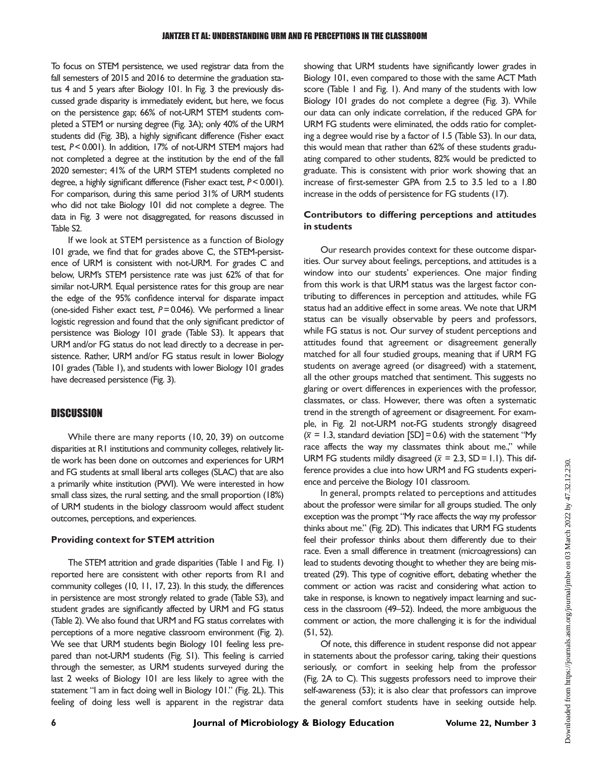To focus on STEM persistence, we used registrar data from the fall semesters of 2015 and 2016 to determine the graduation status 4 and 5 years after Biology 101. In Fig. 3 the previously discussed grade disparity is immediately evident, but here, we focus on the persistence gap; 66% of not-URM STEM students completed a STEM or nursing degree (Fig. 3A); only 40% of the URM students did (Fig. 3B), a highly significant difference (Fisher exact test, $P < 0.001$). In addition, 17% of not-URM STEM majors had not completed a degree at the institution by the end of the fall 2020 semester; 41% of the URM STEM students completed no degree, a highly significant difference (Fisher exact test, $P < 0.001$). For comparison, during this same period 31% of URM students who did not take Biology 101 did not complete a degree. The data in Fig. 3 were not disaggregated, for reasons discussed in Table S2.

If we look at STEM persistence as a function of Biology 101 grade, we find that for grades above C, the STEM-persistence of URM is consistent with not-URM. For grades C and below, URM's STEM persistence rate was just 62% of that for similar not-URM. Equal persistence rates for this group are near the edge of the 95% confidence interval for disparate impact (one-sided Fisher exact test, $P = 0.046$). We performed a linear logistic regression and found that the only significant predictor of persistence was Biology 101 grade (Table S3). It appears that URM and/or FG status do not lead directly to a decrease in persistence. Rather, URM and/or FG status result in lower Biology 101 grades (Table 1), and students with lower Biology 101 grades have decreased persistence (Fig. 3).

## DISCUSSION

While there are many reports (10, 20, 39) on outcome disparities at R1 institutions and community colleges, relatively little work has been done on outcomes and experiences for URM and FG students at small liberal arts colleges (SLAC) that are also a primarily white institution (PWI). We were interested in how small class sizes, the rural setting, and the small proportion (18%) of URM students in the biology classroom would affect student outcomes, perceptions, and experiences.

### Providing context for STEM attrition

The STEM attrition and grade disparities (Table 1 and Fig. 1) reported here are consistent with other reports from R1 and community colleges (10, 11, 17, 23). In this study, the differences in persistence are most strongly related to grade (Table S3), and student grades are significantly affected by URM and FG status (Table 2). We also found that URM and FG status correlates with perceptions of a more negative classroom environment (Fig. 2). We see that URM students begin Biology 101 feeling less prepared than not-URM students (Fig. S1). This feeling is carried through the semester, as URM students surveyed during the last 2 weeks of Biology 101 are less likely to agree with the statement "I am in fact doing well in Biology 101." (Fig. 2L). This feeling of doing less well is apparent in the registrar data showing that URM students have significantly lower grades in Biology 101, even compared to those with the same ACT Math score (Table 1 and Fig. 1). And many of the students with low Biology 101 grades do not complete a degree (Fig. 3). While our data can only indicate correlation, if the reduced GPA for URM FG students were eliminated, the odds ratio for completing a degree would rise by a factor of 1.5 (Table S3). In our data, this would mean that rather than 62% of these students graduating compared to other students, 82% would be predicted to graduate. This is consistent with prior work showing that an increase of first-semester GPA from 2.5 to 3.5 led to a 1.80 increase in the odds of persistence for FG students (17).

### Contributors to differing perceptions and attitudes in students

Our research provides context for these outcome disparities. Our survey about feelings, perceptions, and attitudes is a window into our students' experiences. One major finding from this work is that URM status was the largest factor contributing to differences in perception and attitudes, while FG status had an additive effect in some areas. We note that URM status can be visually observable by peers and professors, while FG status is not. Our survey of student perceptions and attitudes found that agreement or disagreement generally matched for all four studied groups, meaning that if URM FG students on average agreed (or disagreed) with a statement, all the other groups matched that sentiment. This suggests no glaring or overt differences in experiences with the professor, classmates, or class. However, there was often a systematic trend in the strength of agreement or disagreement. For example, in Fig. 2I not-URM not-FG students strongly disagreed ($\bar{x}$ = 1.3, standard deviation [SD] = 0.6) with the statement "My race affects the way my classmates think about me.," while URM FG students mildly disagreed ($\bar{x}$ = 2.3, SD = 1.1). This difference provides a clue into how URM and FG students experience and perceive the Biology 101 classroom.

In general, prompts related to perceptions and attitudes about the professor were similar for all groups studied. The only exception was the prompt "My race affects the way my professor thinks about me." (Fig. 2D). This indicates that URM FG students feel their professor thinks about them differently due to their race. Even a small difference in treatment (microagressions) can lead to students devoting thought to whether they are being mistreated (29). This type of cognitive effort, debating whether the comment or action was racist and considering what action to take in response, is known to negatively impact learning and success in the classroom (49–52). Indeed, the more ambiguous the comment or action, the more challenging it is for the individual (51, 52).

Of note, this difference in student response did not appear in statements about the professor caring, taking their questions seriously, or comfort in seeking help from the professor (Fig. 2A to C). This suggests professors need to improve their self-awareness (53); it is also clear that professors can improve the general comfort students have in seeking outside help.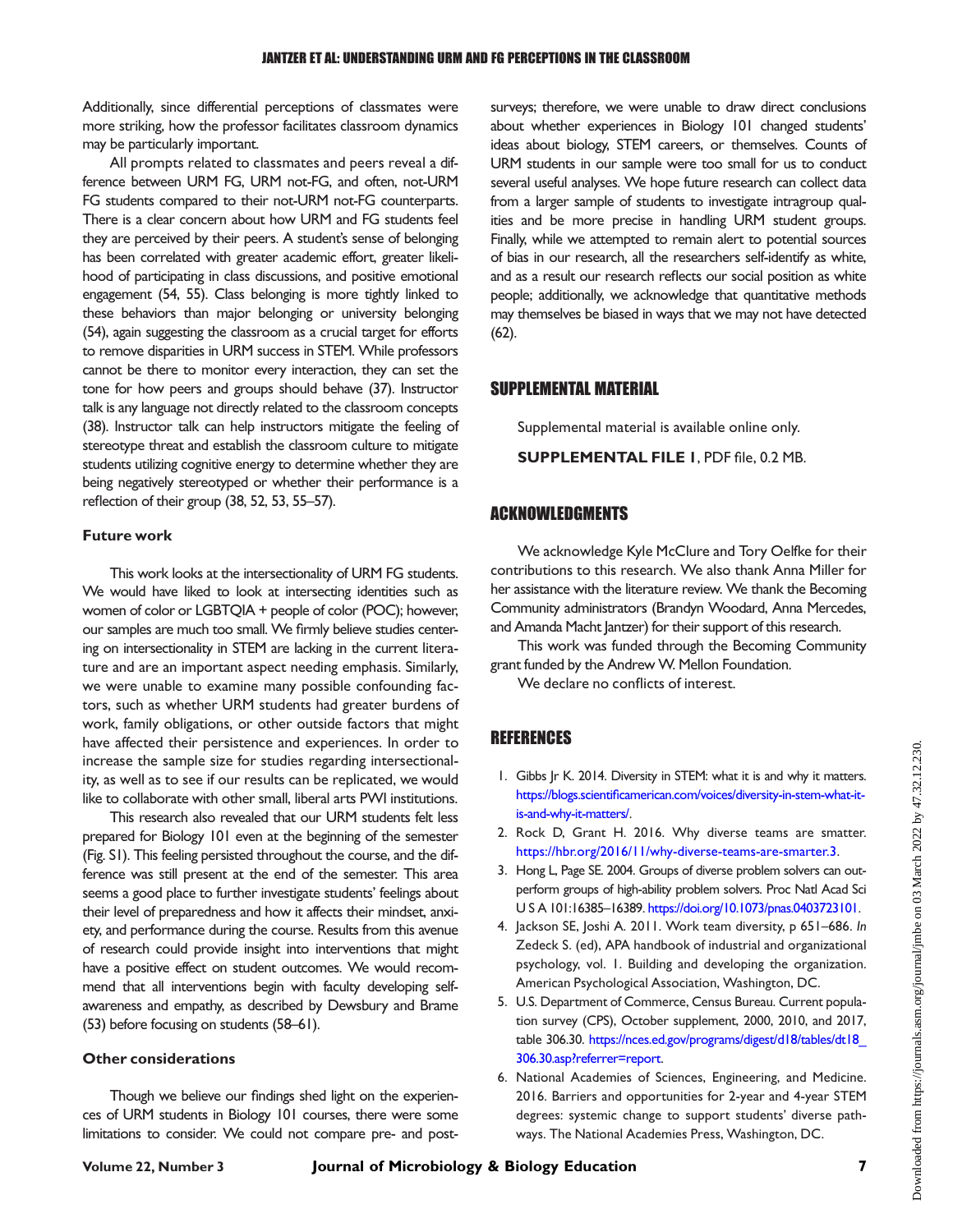Additionally, since differential perceptions of classmates were more striking, how the professor facilitates classroom dynamics may be particularly important.

All prompts related to classmates and peers reveal a difference between URM FG, URM not-FG, and often, not-URM FG students compared to their not-URM not-FG counterparts. There is a clear concern about how URM and FG students feel they are perceived by their peers. A student's sense of belonging has been correlated with greater academic effort, greater likelihood of participating in class discussions, and positive emotional engagement (54, 55). Class belonging is more tightly linked to these behaviors than major belonging or university belonging (54), again suggesting the classroom as a crucial target for efforts to remove disparities in URM success in STEM. While professors cannot be there to monitor every interaction, they can set the tone for how peers and groups should behave (37). Instructor talk is any language not directly related to the classroom concepts (38). Instructor talk can help instructors mitigate the feeling of stereotype threat and establish the classroom culture to mitigate students utilizing cognitive energy to determine whether they are being negatively stereotyped or whether their performance is a reflection of their group (38, 52, 53, 55–57).

### Future work

This work looks at the intersectionality of URM FG students. We would have liked to look at intersecting identities such as women of color or LGBTQIA + people of color (POC); however, our samples are much too small. We firmly believe studies centering on intersectionality in STEM are lacking in the current literature and are an important aspect needing emphasis. Similarly, we were unable to examine many possible confounding factors, such as whether URM students had greater burdens of work, family obligations, or other outside factors that might have affected their persistence and experiences. In order to increase the sample size for studies regarding intersectionality, as well as to see if our results can be replicated, we would like to collaborate with other small, liberal arts PWI institutions.

This research also revealed that our URM students felt less prepared for Biology 101 even at the beginning of the semester (Fig. S1). This feeling persisted throughout the course, and the difference was still present at the end of the semester. This area seems a good place to further investigate students' feelings about their level of preparedness and how it affects their mindset, anxiety, and performance during the course. Results from this avenue of research could provide insight into interventions that might have a positive effect on student outcomes. We would recommend that all interventions begin with faculty developing self-awareness and empathy, as described by Dewsbury and Brame (53) before focusing on students (58–61).

### Other considerations

Though we believe our findings shed light on the experiences of URM students in Biology 101 courses, there were some limitations to consider. We could not compare pre- and post-surveys; therefore, we were unable to draw direct conclusions about whether experiences in Biology 101 changed students' ideas about biology, STEM careers, or themselves. Counts of URM students in our sample were too small for us to conduct several useful analyses. We hope future research can collect data from a larger sample of students to investigate intragroup qualities and be more precise in handling URM student groups. Finally, while we attempted to remain alert to potential sources of bias in our research, all the researchers self-identify as white, and as a result our research reflects our social position as white people; additionally, we acknowledge that quantitative methods may themselves be biased in ways that we may not have detected (62).

## SUPPLEMENTAL MATERIAL

Supplemental material is available online only.

**SUPPLEMENTAL FILE 1**, PDF file, 0.2 MB.

## ACKNOWLEDGMENTS

We acknowledge Kyle McClure and Tory Oelfke for their contributions to this research. We also thank Anna Miller for her assistance with the literature review. We thank the Becoming Community administrators (Brandyn Woodard, Anna Mercedes, and Amanda Macht Jantzer) for their support of this research.

This work was funded through the Becoming Community grant funded by the Andrew W. Mellon Foundation.

We declare no conflicts of interest.

## REFERENCES

1. Gibbs Jr K. 2014. Diversity in STEM: what it is and why it matters. https://blogs.scientificamerican.com/voices/diversity-in-stem-what-it-is-and-why-it-matters/.
2. Rock D, Grant H. 2016. Why diverse teams are smatter. https://hbr.org/2016/11/why-diverse-teams-are-smarter.3.
3. Hong L, Page SE. 2004. Groups of diverse problem solvers can outperform groups of high-ability problem solvers. Proc Natl Acad Sci U S A 101:16385–16389. https://doi.org/10.1073/pnas.0403723101.
4. Jackson SE, Joshi A. 2011. Work team diversity, p 651–686. *In* Zedeck S. (ed), APA handbook of industrial and organizational psychology, vol. 1. Building and developing the organization. American Psychological Association, Washington, DC.
5. U.S. Department of Commerce, Census Bureau. Current population survey (CPS), October supplement, 2000, 2010, and 2017, table 306.30. https://nces.ed.gov/programs/digest/d18/tables/dt18_306.30.asp?referrer=report.
6. National Academies of Sciences, Engineering, and Medicine. 2016. Barriers and opportunities for 2-year and 4-year STEM degrees: systemic change to support students' diverse pathways. The National Academies Press, Washington, DC.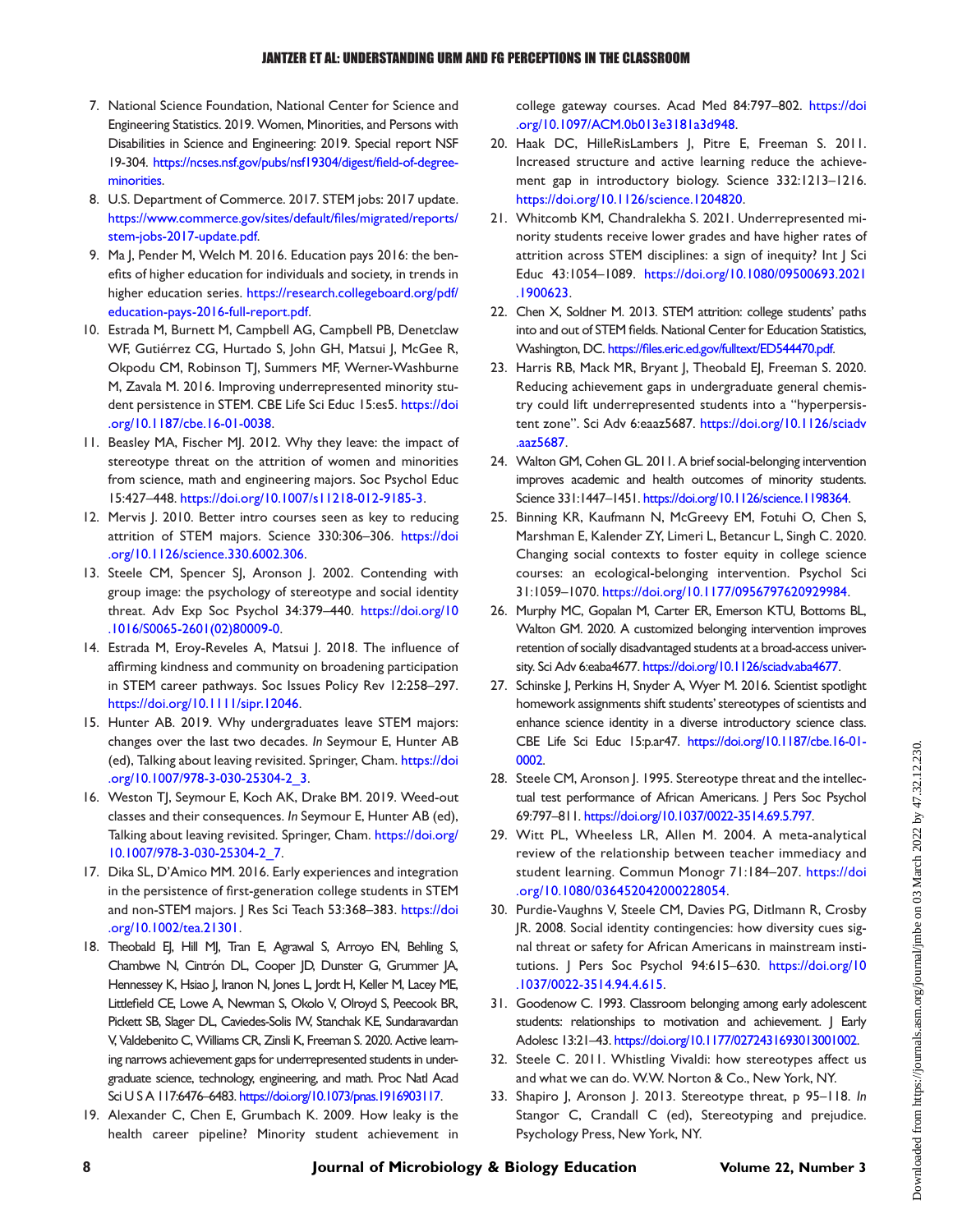7. National Science Foundation, National Center for Science and Engineering Statistics. 2019. Women, Minorities, and Persons with Disabilities in Science and Engineering: 2019. Special report NSF 19-304. https://ncses.nsf.gov/pubs/nsf19304/digest/field-of-degree-minorities.
8. U.S. Department of Commerce. 2017. STEM jobs: 2017 update. https://www.commerce.gov/sites/default/files/migrated/reports/stem-jobs-2017-update.pdf.
9. Ma J, Pender M, Welch M. 2016. Education pays 2016: the benefits of higher education for individuals and society, in trends in higher education series. https://research.collegeboard.org/pdf/education-pays-2016-full-report.pdf.
10. Estrada M, Burnett M, Campbell AG, Campbell PB, Denetclaw WF, Gutiérrez CG, Hurtado S, John GH, Matsui J, McGee R, Okpodu CM, Robinson TJ, Summers MF, Werner-Washburne M, Zavala M. 2016. Improving underrepresented minority student persistence in STEM. CBE Life Sci Educ 15:es5. https://doi.org/10.1187/cbe.16-01-0038.
11. Beasley MA, Fischer MJ. 2012. Why they leave: the impact of stereotype threat on the attrition of women and minorities from science, math and engineering majors. Soc Psychol Educ 15:427–448. https://doi.org/10.1007/s11218-012-9185-3.
12. Mervis J. 2010. Better intro courses seen as key to reducing attrition of STEM majors. Science 330:306–306. https://doi.org/10.1126/science.330.6002.306.
13. Steele CM, Spencer SJ, Aronson J. 2002. Contending with group image: the psychology of stereotype and social identity threat. Adv Exp Soc Psychol 34:379–440. https://doi.org/10.1016/S0065-2601(02)80009-0.
14. Estrada M, Eroy-Reveles A, Matsui J. 2018. The influence of affirming kindness and community on broadening participation in STEM career pathways. Soc Issues Policy Rev 12:258–297. https://doi.org/10.1111/sipr.12046.
15. Hunter AB. 2019. Why undergraduates leave STEM majors: changes over the last two decades. *In* Seymour E, Hunter AB (ed), Talking about leaving revisited. Springer, Cham. https://doi.org/10.1007/978-3-030-25304-2_3.
16. Weston TJ, Seymour E, Koch AK, Drake BM. 2019. Weed-out classes and their consequences. *In* Seymour E, Hunter AB (ed), Talking about leaving revisited. Springer, Cham. https://doi.org/10.1007/978-3-030-25304-2_7.
17. Dika SL, D'Amico MM. 2016. Early experiences and integration in the persistence of first-generation college students in STEM and non-STEM majors. J Res Sci Teach 53:368–383. https://doi.org/10.1002/tea.21301.
18. Theobald EJ, Hill MJ, Tran E, Agrawal S, Arroyo EN, Behling S, Chambwe N, Cintrón DL, Cooper JD, Dunster G, Grummer JA, Hennessey K, Hsiao J, Iranon N, Jones L, Jordt H, Keller M, Lacey ME, Littlefield CE, Lowe A, Newman S, Okolo V, Olroyd S, Peecook BR, Pickett SB, Slager DL, Caviedes-Solis IW, Stanchak KE, Sundaravardan V, Valdebenito C, Williams CR, Zinsli K, Freeman S. 2020. Active learning narrows achievement gaps for underrepresented students in undergraduate science, technology, engineering, and math. Proc Natl Acad Sci U S A 117:6476–6483. https://doi.org/10.1073/pnas.1916903117.
19. Alexander C, Chen E, Grumbach K. 2009. How leaky is the health career pipeline? Minority student achievement in college gateway courses. Acad Med 84:797–802. https://doi.org/10.1097/ACM.0b013e3181a3d948.
20. Haak DC, HilleRisLambers J, Pitre E, Freeman S. 2011. Increased structure and active learning reduce the achievement gap in introductory biology. Science 332:1213–1216. https://doi.org/10.1126/science.1204820.
21. Whitcomb KM, Chandralekha S. 2021. Underrepresented minority students receive lower grades and have higher rates of attrition across STEM disciplines: a sign of inequity? Int J Sci Educ 43:1054–1089. https://doi.org/10.1080/09500693.2021.1900623.
22. Chen X, Soldner M. 2013. STEM attrition: college students' paths into and out of STEM fields. National Center for Education Statistics, Washington, DC. https://files.eric.ed.gov/fulltext/ED544470.pdf.
23. Harris RB, Mack MR, Bryant J, Theobald EJ, Freeman S. 2020. Reducing achievement gaps in undergraduate general chemistry could lift underrepresented students into a "hyperpersistent zone". Sci Adv 6:eaaz5687. https://doi.org/10.1126/sciadv.aaz5687.
24. Walton GM, Cohen GL. 2011. A brief social-belonging intervention improves academic and health outcomes of minority students. Science 331:1447–1451. https://doi.org/10.1126/science.1198364.
25. Binning KR, Kaufmann N, McGreevy EM, Fotuhi O, Chen S, Marshman E, Kalender ZY, Limeri L, Betancur L, Singh C. 2020. Changing social contexts to foster equity in college science courses: an ecological-belonging intervention. Psychol Sci 31:1059–1070. https://doi.org/10.1177/0956797620929984.
26. Murphy MC, Gopalan M, Carter ER, Emerson KTU, Bottoms BL, Walton GM. 2020. A customized belonging intervention improves retention of socially disadvantaged students at a broad-access university. Sci Adv 6:eaba4677. https://doi.org/10.1126/sciadv.aba4677.
27. Schinske J, Perkins H, Snyder A, Wyer M. 2016. Scientist spotlight homework assignments shift students' stereotypes of scientists and enhance science identity in a diverse introductory science class. CBE Life Sci Educ 15:p.ar47. https://doi.org/10.1187/cbe.16-01-0002.
28. Steele CM, Aronson J. 1995. Stereotype threat and the intellectual test performance of African Americans. J Pers Soc Psychol 69:797–811. https://doi.org/10.1037/0022-3514.69.5.797.
29. Witt PL, Wheeless LR, Allen M. 2004. A meta-analytical review of the relationship between teacher immediacy and student learning. Commun Monogr 71:184–207. https://doi.org/10.1080/036452042000228054.
30. Purdie-Vaughns V, Steele CM, Davies PG, Ditlmann R, Crosby JR. 2008. Social identity contingencies: how diversity cues signal threat or safety for African Americans in mainstream institutions. J Pers Soc Psychol 94:615–630. https://doi.org/10.1037/0022-3514.94.4.615.
31. Goodenow C. 1993. Classroom belonging among early adolescent students: relationships to motivation and achievement. J Early Adolesc 13:21–43. https://doi.org/10.1177/0272431693013001002.
32. Steele C. 2011. Whistling Vivaldi: how stereotypes affect us and what we can do. W.W. Norton & Co., New York, NY.
33. Shapiro J, Aronson J. 2013. Stereotype threat, p 95–118. *In* Stangor C, Crandall C (ed), Stereotyping and prejudice. Psychology Press, New York, NY.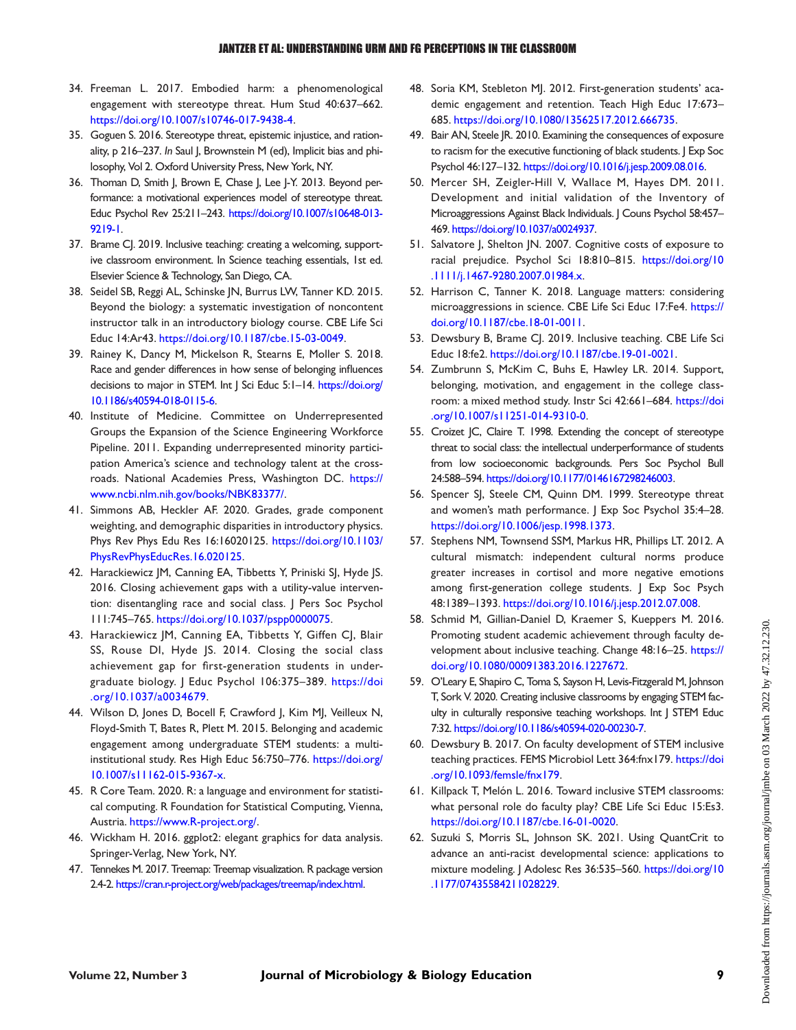34. Freeman L. 2017. Embodied harm: a phenomenological engagement with stereotype threat. Hum Stud 40:637–662. https://doi.org/10.1007/s10746-017-9438-4.
35. Goguen S. 2016. Stereotype threat, epistemic injustice, and rationality, p 216–237. *In* Saul J, Brownstein M (ed), Implicit bias and philosophy, Vol 2. Oxford University Press, New York, NY.
36. Thoman D, Smith J, Brown E, Chase J, Lee J-Y. 2013. Beyond performance: a motivational experiences model of stereotype threat. Educ Psychol Rev 25:211–243. https://doi.org/10.1007/s10648-013-9219-1.
37. Brame CJ. 2019. Inclusive teaching: creating a welcoming, supportive classroom environment. In Science teaching essentials, 1st ed. Elsevier Science & Technology, San Diego, CA.
38. Seidel SB, Reggi AL, Schinske JN, Burrus LW, Tanner KD. 2015. Beyond the biology: a systematic investigation of noncontent instructor talk in an introductory biology course. CBE Life Sci Educ 14:Ar43. https://doi.org/10.1187/cbe.15-03-0049.
39. Rainey K, Dancy M, Mickelson R, Stearns E, Moller S. 2018. Race and gender differences in how sense of belonging influences decisions to major in STEM. Int J Sci Educ 5:1–14. https://doi.org/10.1186/s40594-018-0115-6.
40. Institute of Medicine. Committee on Underrepresented Groups the Expansion of the Science Engineering Workforce Pipeline. 2011. Expanding underrepresented minority participation America's science and technology talent at the crossroads. National Academies Press, Washington DC. https://www.ncbi.nlm.nih.gov/books/NBK83377/.
41. Simmons AB, Heckler AF. 2020. Grades, grade component weighting, and demographic disparities in introductory physics. Phys Rev Phys Edu Res 16:16020125. https://doi.org/10.1103/PhysRevPhysEducRes.16.020125.
42. Harackiewicz JM, Canning EA, Tibbetts Y, Priniski SJ, Hyde JS. 2016. Closing achievement gaps with a utility-value intervention: disentangling race and social class. J Pers Soc Psychol 111:745–765. https://doi.org/10.1037/pspp0000075.
43. Harackiewicz JM, Canning EA, Tibbetts Y, Giffen CJ, Blair SS, Rouse DI, Hyde JS. 2014. Closing the social class achievement gap for first-generation students in undergraduate biology. J Educ Psychol 106:375–389. https://doi.org/10.1037/a0034679.
44. Wilson D, Jones D, Bocell F, Crawford J, Kim MJ, Veilleux N, Floyd-Smith T, Bates R, Plett M. 2015. Belonging and academic engagement among undergraduate STEM students: a multi-institutional study. Res High Educ 56:750–776. https://doi.org/10.1007/s11162-015-9367-x.
45. R Core Team. 2020. R: a language and environment for statistical computing. R Foundation for Statistical Computing, Vienna, Austria. https://www.R-project.org/.
46. Wickham H. 2016. ggplot2: elegant graphics for data analysis. Springer-Verlag, New York, NY.
47. Tennekes M. 2017. Treemap: Treemap visualization. R package version 2.4-2. https://cran.r-project.org/web/packages/treemap/index.html.
48. Soria KM, Stebleton MJ. 2012. First-generation students' academic engagement and retention. Teach High Educ 17:673–685. https://doi.org/10.1080/13562517.2012.666735.
49. Bair AN, Steele JR. 2010. Examining the consequences of exposure to racism for the executive functioning of black students. J Exp Soc Psychol 46:127–132. https://doi.org/10.1016/j.jesp.2009.08.016.
50. Mercer SH, Zeigler-Hill V, Wallace M, Hayes DM. 2011. Development and initial validation of the Inventory of Microaggressions Against Black Individuals. J Couns Psychol 58:457–469. https://doi.org/10.1037/a0024937.
51. Salvatore J, Shelton JN. 2007. Cognitive costs of exposure to racial prejudice. Psychol Sci 18:810–815. https://doi.org/10.1111/j.1467-9280.2007.01984.x.
52. Harrison C, Tanner K. 2018. Language matters: considering microaggressions in science. CBE Life Sci Educ 17:Fe4. https://doi.org/10.1187/cbe.18-01-0011.
53. Dewsbury B, Brame CJ. 2019. Inclusive teaching. CBE Life Sci Educ 18:fe2. https://doi.org/10.1187/cbe.19-01-0021.
54. Zumbrunn S, McKim C, Buhs E, Hawley LR. 2014. Support, belonging, motivation, and engagement in the college classroom: a mixed method study. Instr Sci 42:661–684. https://doi.org/10.1007/s11251-014-9310-0.
55. Croizet JC, Claire T. 1998. Extending the concept of stereotype threat to social class: the intellectual underperformance of students from low socioeconomic backgrounds. Pers Soc Psychol Bull 24:588–594. https://doi.org/10.1177/0146167298246003.
56. Spencer SJ, Steele CM, Quinn DM. 1999. Stereotype threat and women's math performance. J Exp Soc Psychol 35:4–28. https://doi.org/10.1006/jesp.1998.1373.
57. Stephens NM, Townsend SSM, Markus HR, Phillips LT. 2012. A cultural mismatch: independent cultural norms produce greater increases in cortisol and more negative emotions among first-generation college students. J Exp Soc Psych 48:1389–1393. https://doi.org/10.1016/j.jesp.2012.07.008.
58. Schmid M, Gillian-Daniel D, Kraemer S, Kueppers M. 2016. Promoting student academic achievement through faculty development about inclusive teaching. Change 48:16–25. https://doi.org/10.1080/00091383.2016.1227672.
59. O'Leary E, Shapiro C, Toma S, Sayson H, Levis-Fitzgerald M, Johnson T, Sork V. 2020. Creating inclusive classrooms by engaging STEM faculty in culturally responsive teaching workshops. Int J STEM Educ 7:32. https://doi.org/10.1186/s40594-020-00230-7.
60. Dewsbury B. 2017. On faculty development of STEM inclusive teaching practices. FEMS Microbiol Lett 364:fnx179. https://doi.org/10.1093/femsle/fnx179.
61. Killpack T, Melón L. 2016. Toward inclusive STEM classrooms: what personal role do faculty play? CBE Life Sci Educ 15:Es3. https://doi.org/10.1187/cbe.16-01-0020.
62. Suzuki S, Morris SL, Johnson SK. 2021. Using QuantCrit to advance an anti-racist developmental science: applications to mixture modeling. J Adolesc Res 36:535–560. https://doi.org/10.1177/07435584211028229.